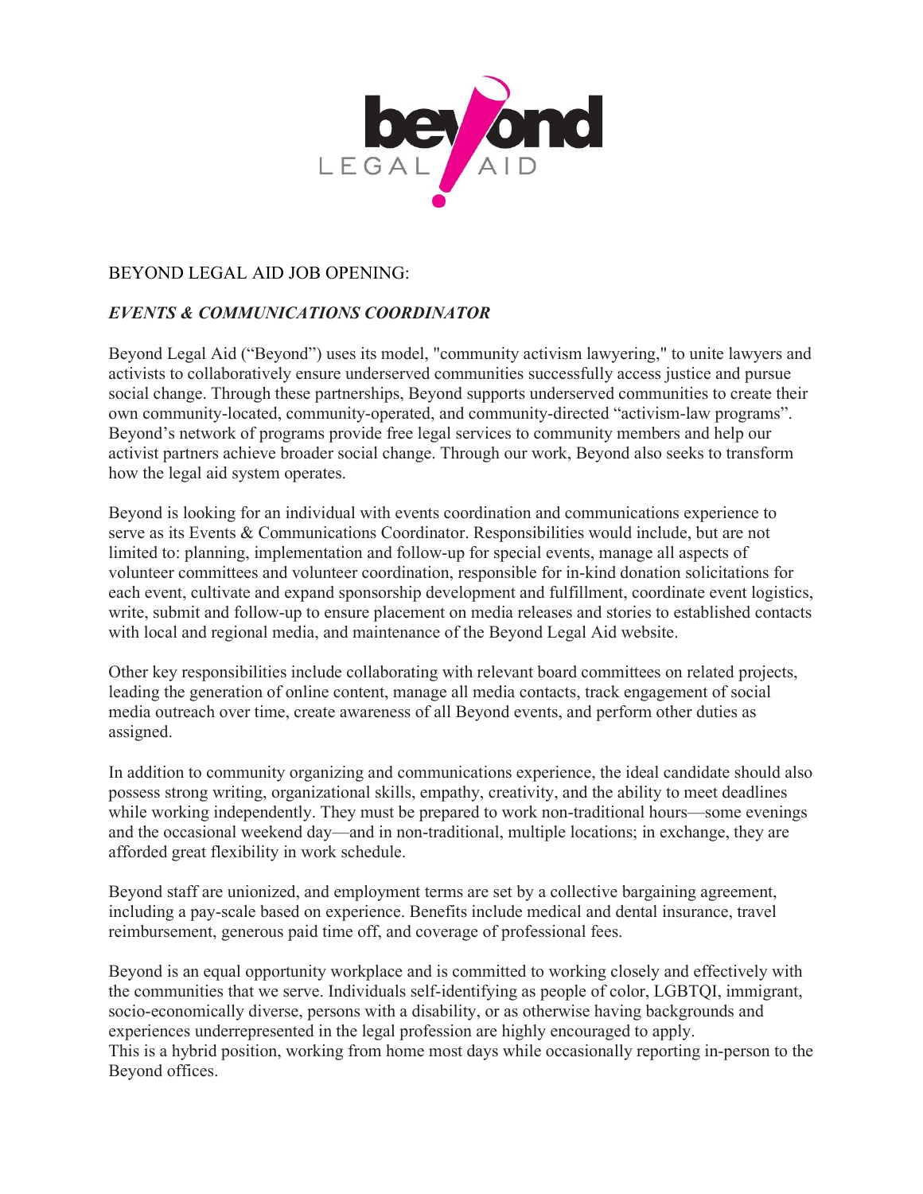BEYOND LEGAL AID JOB OPENING:

***EVENTS & COMMUNICATIONS COORDINATOR***

Beyond Legal Aid ("Beyond") uses its model, "community activism lawyering," to unite lawyers and activists to collaboratively ensure underserved communities successfully access justice and pursue social change. Through these partnerships, Beyond supports underserved communities to create their own community-located, community-operated, and community-directed "activism-law programs". Beyond's network of programs provide free legal services to community members and help our activist partners achieve broader social change. Through our work, Beyond also seeks to transform how the legal aid system operates.

Beyond is looking for an individual with events coordination and communications experience to serve as its Events & Communications Coordinator. Responsibilities would include, but are not limited to: planning, implementation and follow-up for special events, manage all aspects of volunteer committees and volunteer coordination, responsible for in-kind donation solicitations for each event, cultivate and expand sponsorship development and fulfillment, coordinate event logistics, write, submit and follow-up to ensure placement on media releases and stories to established contacts with local and regional media, and maintenance of the Beyond Legal Aid website.

Other key responsibilities include collaborating with relevant board committees on related projects, leading the generation of online content, manage all media contacts, track engagement of social media outreach over time, create awareness of all Beyond events, and perform other duties as assigned.

In addition to community organizing and communications experience, the ideal candidate should also possess strong writing, organizational skills, empathy, creativity, and the ability to meet deadlines while working independently. They must be prepared to work non-traditional hours—some evenings and the occasional weekend day—and in non-traditional, multiple locations; in exchange, they are afforded great flexibility in work schedule.

Beyond staff are unionized, and employment terms are set by a collective bargaining agreement, including a pay-scale based on experience. Benefits include medical and dental insurance, travel reimbursement, generous paid time off, and coverage of professional fees.

Beyond is an equal opportunity workplace and is committed to working closely and effectively with the communities that we serve. Individuals self-identifying as people of color, LGBTQI, immigrant, socio-economically diverse, persons with a disability, or as otherwise having backgrounds and experiences underrepresented in the legal profession are highly encouraged to apply.
This is a hybrid position, working from home most days while occasionally reporting in-person to the Beyond offices.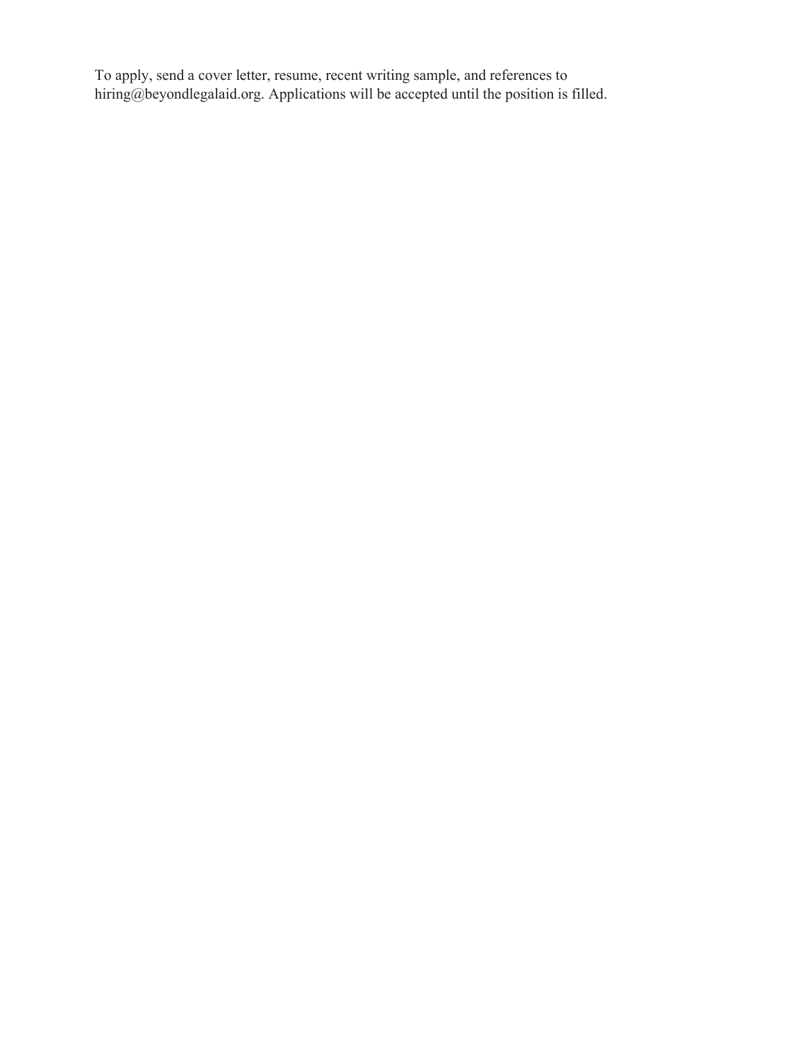To apply, send a cover letter, resume, recent writing sample, and references to hiring@beyondlegalaid.org. Applications will be accepted until the position is filled.